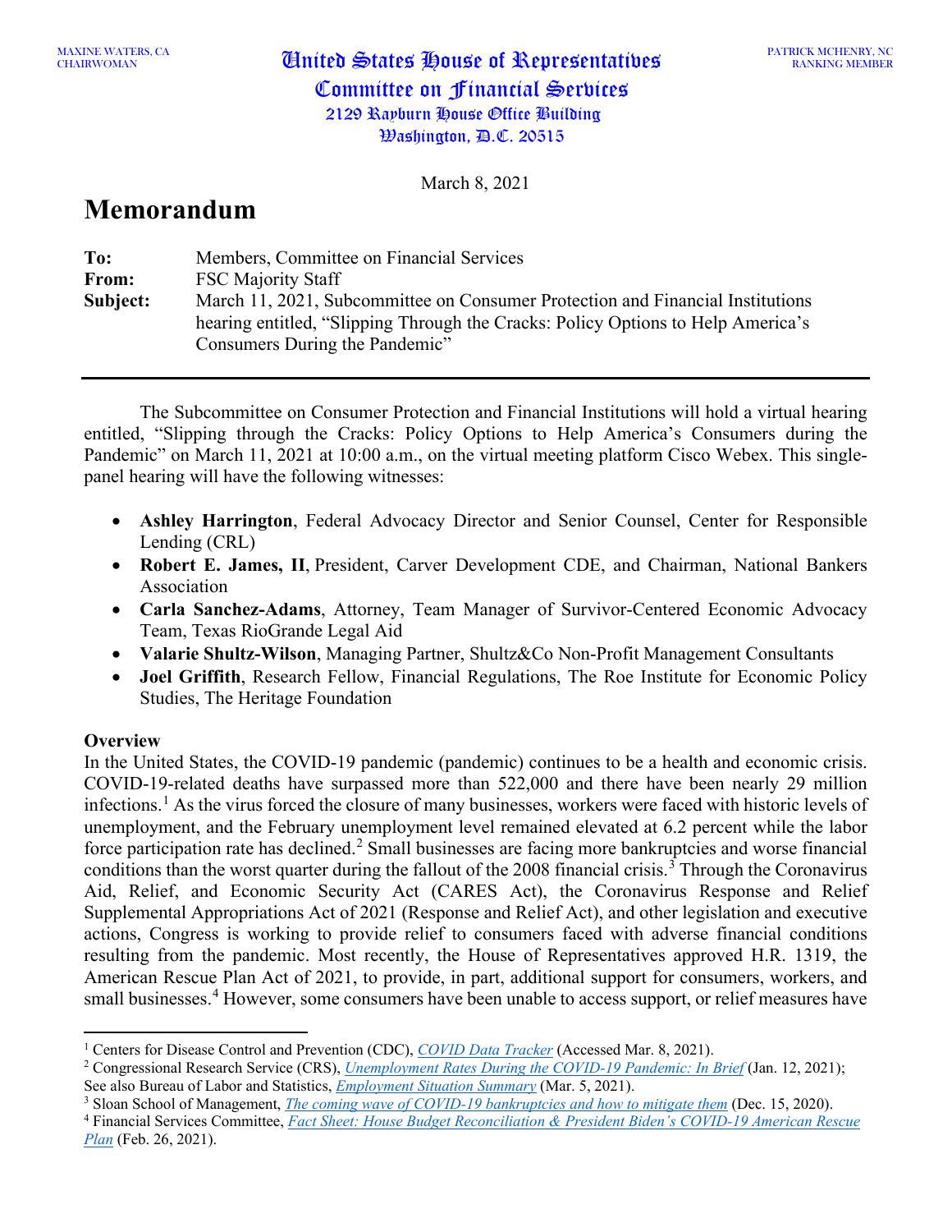MAXINE WATERS, CA
CHAIRWOMAN

# United States House of Representatives
# Committee on Financial Services
2129 Rayburn House Office Building
Washington, D.C. 20515

PATRICK MCHENRY, NC
RANKING MEMBER

March 8, 2021

# Memorandum

**To:** Members, Committee on Financial Services
**From:** FSC Majority Staff
**Subject:** March 11, 2021, Subcommittee on Consumer Protection and Financial Institutions hearing entitled, "Slipping Through the Cracks: Policy Options to Help America's Consumers During the Pandemic"

---

The Subcommittee on Consumer Protection and Financial Institutions will hold a virtual hearing entitled, "Slipping through the Cracks: Policy Options to Help America's Consumers during the Pandemic" on March 11, 2021 at 10:00 a.m., on the virtual meeting platform Cisco Webex. This single-panel hearing will have the following witnesses:

- **Ashley Harrington**, Federal Advocacy Director and Senior Counsel, Center for Responsible Lending (CRL)
- **Robert E. James, II**, President, Carver Development CDE, and Chairman, National Bankers Association
- **Carla Sanchez-Adams**, Attorney, Team Manager of Survivor-Centered Economic Advocacy Team, Texas RioGrande Legal Aid
- **Valarie Shultz-Wilson**, Managing Partner, Shultz&Co Non-Profit Management Consultants
- **Joel Griffith**, Research Fellow, Financial Regulations, The Roe Institute for Economic Policy Studies, The Heritage Foundation

## Overview

In the United States, the COVID-19 pandemic (pandemic) continues to be a health and economic crisis. COVID-19-related deaths have surpassed more than 522,000 and there have been nearly 29 million infections.[1] As the virus forced the closure of many businesses, workers were faced with historic levels of unemployment, and the February unemployment level remained elevated at 6.2 percent while the labor force participation rate has declined.[2] Small businesses are facing more bankruptcies and worse financial conditions than the worst quarter during the fallout of the 2008 financial crisis.[3] Through the Coronavirus Aid, Relief, and Economic Security Act (CARES Act), the Coronavirus Response and Relief Supplemental Appropriations Act of 2021 (Response and Relief Act), and other legislation and executive actions, Congress is working to provide relief to consumers faced with adverse financial conditions resulting from the pandemic. Most recently, the House of Representatives approved H.R. 1319, the American Rescue Plan Act of 2021, to provide, in part, additional support for consumers, workers, and small businesses.[4] However, some consumers have been unable to access support, or relief measures have

---

[1] Centers for Disease Control and Prevention (CDC), *COVID Data Tracker* (Accessed Mar. 8, 2021).
[2] Congressional Research Service (CRS), *Unemployment Rates During the COVID-19 Pandemic: In Brief* (Jan. 12, 2021); See also Bureau of Labor and Statistics, *Employment Situation Summary* (Mar. 5, 2021).
[3] Sloan School of Management, *The coming wave of COVID-19 bankruptcies and how to mitigate them* (Dec. 15, 2020).
[4] Financial Services Committee, *Fact Sheet: House Budget Reconciliation & President Biden's COVID-19 American Rescue Plan* (Feb. 26, 2021).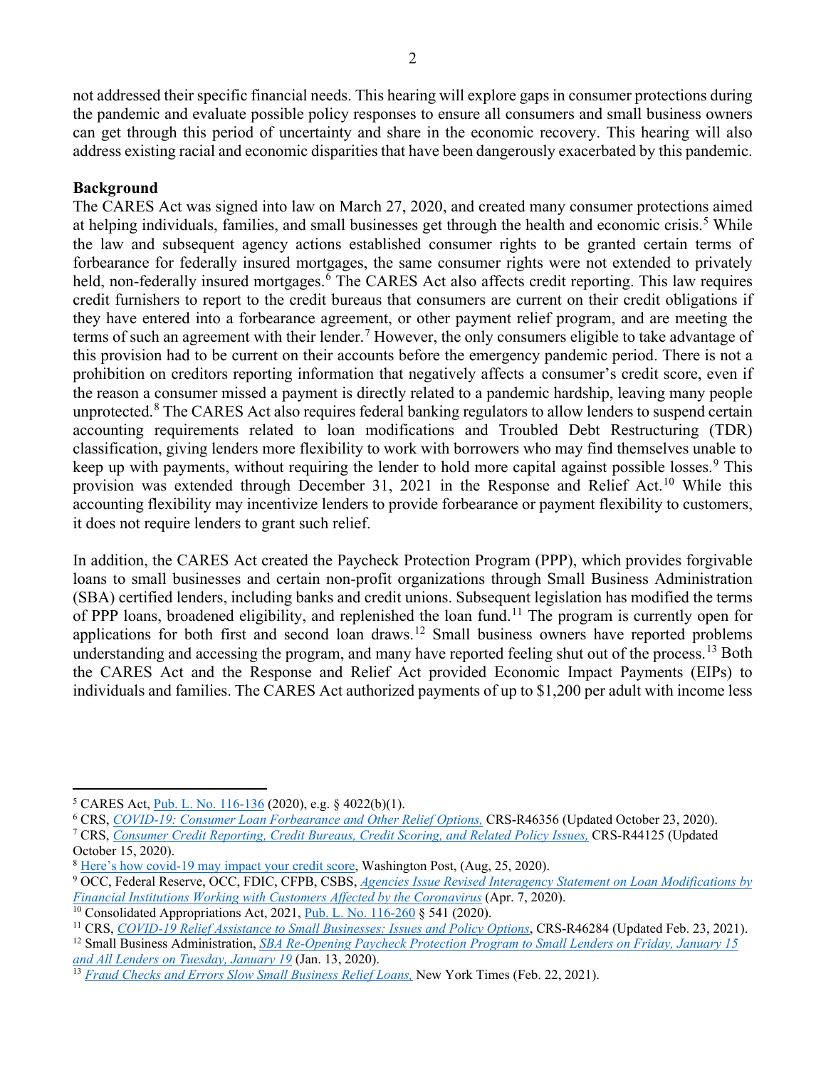not addressed their specific financial needs. This hearing will explore gaps in consumer protections during the pandemic and evaluate possible policy responses to ensure all consumers and small business owners can get through this period of uncertainty and share in the economic recovery. This hearing will also address existing racial and economic disparities that have been dangerously exacerbated by this pandemic.

**Background**

The CARES Act was signed into law on March 27, 2020, and created many consumer protections aimed at helping individuals, families, and small businesses get through the health and economic crisis.[5] While the law and subsequent agency actions established consumer rights to be granted certain terms of forbearance for federally insured mortgages, the same consumer rights were not extended to privately held, non-federally insured mortgages.[6] The CARES Act also affects credit reporting. This law requires credit furnishers to report to the credit bureaus that consumers are current on their credit obligations if they have entered into a forbearance agreement, or other payment relief program, and are meeting the terms of such an agreement with their lender.[7] However, the only consumers eligible to take advantage of this provision had to be current on their accounts before the emergency pandemic period. There is not a prohibition on creditors reporting information that negatively affects a consumer's credit score, even if the reason a consumer missed a payment is directly related to a pandemic hardship, leaving many people unprotected.[8] The CARES Act also requires federal banking regulators to allow lenders to suspend certain accounting requirements related to loan modifications and Troubled Debt Restructuring (TDR) classification, giving lenders more flexibility to work with borrowers who may find themselves unable to keep up with payments, without requiring the lender to hold more capital against possible losses.[9] This provision was extended through December 31, 2021 in the Response and Relief Act.[10] While this accounting flexibility may incentivize lenders to provide forbearance or payment flexibility to customers, it does not require lenders to grant such relief.

In addition, the CARES Act created the Paycheck Protection Program (PPP), which provides forgivable loans to small businesses and certain non-profit organizations through Small Business Administration (SBA) certified lenders, including banks and credit unions. Subsequent legislation has modified the terms of PPP loans, broadened eligibility, and replenished the loan fund.[11] The program is currently open for applications for both first and second loan draws.[12] Small business owners have reported problems understanding and accessing the program, and many have reported feeling shut out of the process.[13] Both the CARES Act and the Response and Relief Act provided Economic Impact Payments (EIPs) to individuals and families. The CARES Act authorized payments of up to $1,200 per adult with income less

---

[5] CARES Act, Pub. L. No. 116-136 (2020), e.g. § 4022(b)(1).

[6] CRS, *COVID-19: Consumer Loan Forbearance and Other Relief Options,* CRS-R46356 (Updated October 23, 2020).

[7] CRS, *Consumer Credit Reporting, Credit Bureaus, Credit Scoring, and Related Policy Issues,* CRS-R44125 (Updated October 15, 2020).

[8] Here's how covid-19 may impact your credit score, Washington Post, (Aug, 25, 2020).

[9] OCC, Federal Reserve, OCC, FDIC, CFPB, CSBS, *Agencies Issue Revised Interagency Statement on Loan Modifications by Financial Institutions Working with Customers Affected by the Coronavirus* (Apr. 7, 2020).

[10] Consolidated Appropriations Act, 2021, Pub. L. No. 116-260 § 541 (2020).

[11] CRS, *COVID-19 Relief Assistance to Small Businesses: Issues and Policy Options*, CRS-R46284 (Updated Feb. 23, 2021).

[12] Small Business Administration, *SBA Re-Opening Paycheck Protection Program to Small Lenders on Friday, January 15 and All Lenders on Tuesday, January 19* (Jan. 13, 2020).

[13] *Fraud Checks and Errors Slow Small Business Relief Loans,* New York Times (Feb. 22, 2021).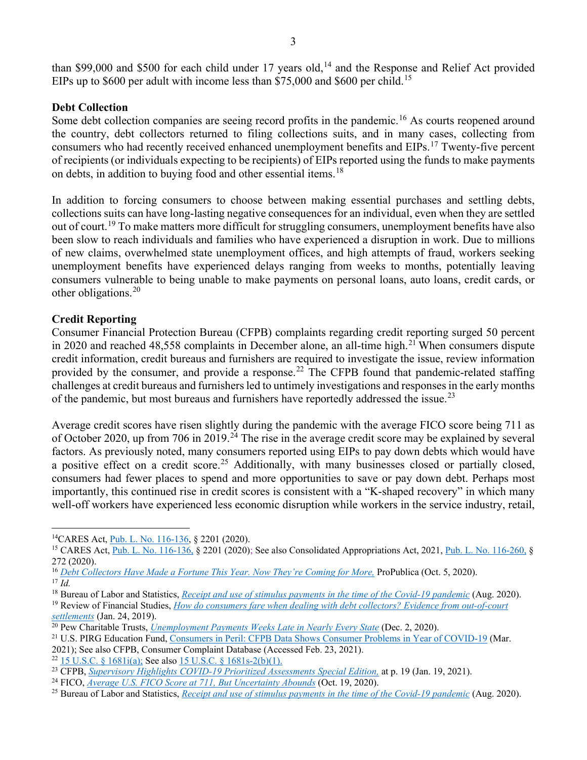than $99,000 and $500 for each child under 17 years old,[14] and the Response and Relief Act provided EIPs up to $600 per adult with income less than $75,000 and $600 per child.[15]

**Debt Collection**

Some debt collection companies are seeing record profits in the pandemic.[16] As courts reopened around the country, debt collectors returned to filing collections suits, and in many cases, collecting from consumers who had recently received enhanced unemployment benefits and EIPs.[17] Twenty-five percent of recipients (or individuals expecting to be recipients) of EIPs reported using the funds to make payments on debts, in addition to buying food and other essential items.[18]

In addition to forcing consumers to choose between making essential purchases and settling debts, collections suits can have long-lasting negative consequences for an individual, even when they are settled out of court.[19] To make matters more difficult for struggling consumers, unemployment benefits have also been slow to reach individuals and families who have experienced a disruption in work. Due to millions of new claims, overwhelmed state unemployment offices, and high attempts of fraud, workers seeking unemployment benefits have experienced delays ranging from weeks to months, potentially leaving consumers vulnerable to being unable to make payments on personal loans, auto loans, credit cards, or other obligations.[20]

**Credit Reporting**

Consumer Financial Protection Bureau (CFPB) complaints regarding credit reporting surged 50 percent in 2020 and reached 48,558 complaints in December alone, an all-time high.[21] When consumers dispute credit information, credit bureaus and furnishers are required to investigate the issue, review information provided by the consumer, and provide a response.[22] The CFPB found that pandemic-related staffing challenges at credit bureaus and furnishers led to untimely investigations and responses in the early months of the pandemic, but most bureaus and furnishers have reportedly addressed the issue.[23]

Average credit scores have risen slightly during the pandemic with the average FICO score being 711 as of October 2020, up from 706 in 2019.[24] The rise in the average credit score may be explained by several factors. As previously noted, many consumers reported using EIPs to pay down debts which would have a positive effect on a credit score.[25] Additionally, with many businesses closed or partially closed, consumers had fewer places to spend and more opportunities to save or pay down debt. Perhaps most importantly, this continued rise in credit scores is consistent with a "K-shaped recovery" in which many well-off workers have experienced less economic disruption while workers in the service industry, retail,

---

[14] CARES Act, Pub. L. No. 116-136, § 2201 (2020).

[15] CARES Act, Pub. L. No. 116-136, § 2201 (2020); See also Consolidated Appropriations Act, 2021, Pub. L. No. 116-260, § 272 (2020).

[16] *Debt Collectors Have Made a Fortune This Year. Now They're Coming for More,* ProPublica (Oct. 5, 2020).

[17] *Id.*

[18] Bureau of Labor and Statistics, *Receipt and use of stimulus payments in the time of the Covid-19 pandemic* (Aug. 2020).

[19] Review of Financial Studies, *How do consumers fare when dealing with debt collectors? Evidence from out-of-court settlements* (Jan. 24, 2019).

[20] Pew Charitable Trusts, *Unemployment Payments Weeks Late in Nearly Every State* (Dec. 2, 2020).

[21] U.S. PIRG Education Fund, Consumers in Peril: CFPB Data Shows Consumer Problems in Year of COVID-19 (Mar. 2021); See also CFPB, Consumer Complaint Database (Accessed Feb. 23, 2021).

[22] 15 U.S.C. § 1681i(a); See also 15 U.S.C. § 1681s-2(b)(1).

[23] CFPB, *Supervisory Highlights COVID-19 Prioritized Assessments Special Edition,* at p. 19 (Jan. 19, 2021).

[24] FICO, *Average U.S. FICO Score at 711, But Uncertainty Abounds* (Oct. 19, 2020).

[25] Bureau of Labor and Statistics, *Receipt and use of stimulus payments in the time of the Covid-19 pandemic* (Aug. 2020).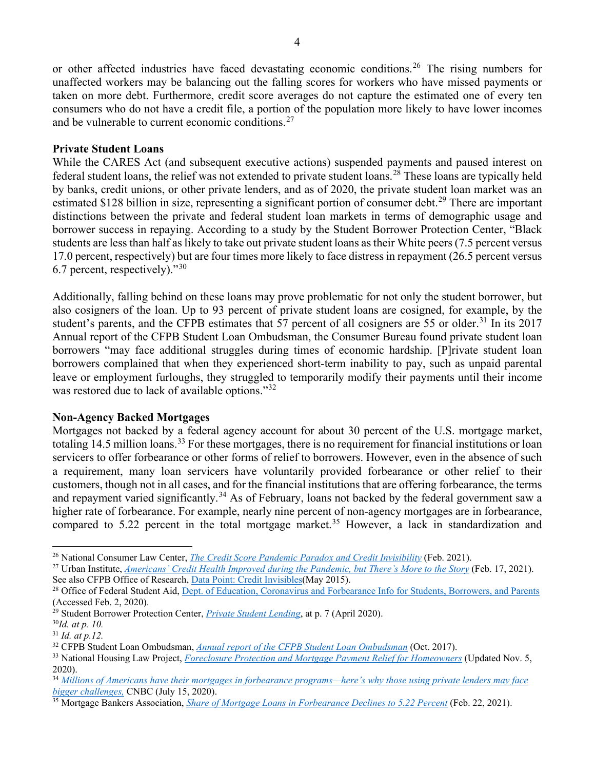or other affected industries have faced devastating economic conditions.[26] The rising numbers for unaffected workers may be balancing out the falling scores for workers who have missed payments or taken on more debt. Furthermore, credit score averages do not capture the estimated one of every ten consumers who do not have a credit file, a portion of the population more likely to have lower incomes and be vulnerable to current economic conditions.[27]

**Private Student Loans**

While the CARES Act (and subsequent executive actions) suspended payments and paused interest on federal student loans, the relief was not extended to private student loans.[28] These loans are typically held by banks, credit unions, or other private lenders, and as of 2020, the private student loan market was an estimated $128 billion in size, representing a significant portion of consumer debt.[29] There are important distinctions between the private and federal student loan markets in terms of demographic usage and borrower success in repaying. According to a study by the Student Borrower Protection Center, "Black students are less than half as likely to take out private student loans as their White peers (7.5 percent versus 17.0 percent, respectively) but are four times more likely to face distress in repayment (26.5 percent versus 6.7 percent, respectively)."[30]

Additionally, falling behind on these loans may prove problematic for not only the student borrower, but also cosigners of the loan. Up to 93 percent of private student loans are cosigned, for example, by the student's parents, and the CFPB estimates that 57 percent of all cosigners are 55 or older.[31] In its 2017 Annual report of the CFPB Student Loan Ombudsman, the Consumer Bureau found private student loan borrowers "may face additional struggles during times of economic hardship. [P]rivate student loan borrowers complained that when they experienced short-term inability to pay, such as unpaid parental leave or employment furloughs, they struggled to temporarily modify their payments until their income was restored due to lack of available options."[32]

**Non-Agency Backed Mortgages**

Mortgages not backed by a federal agency account for about 30 percent of the U.S. mortgage market, totaling 14.5 million loans.[33] For these mortgages, there is no requirement for financial institutions or loan servicers to offer forbearance or other forms of relief to borrowers. However, even in the absence of such a requirement, many loan servicers have voluntarily provided forbearance or other relief to their customers, though not in all cases, and for the financial institutions that are offering forbearance, the terms and repayment varied significantly.[34] As of February, loans not backed by the federal government saw a higher rate of forbearance. For example, nearly nine percent of non-agency mortgages are in forbearance, compared to 5.22 percent in the total mortgage market.[35] However, a lack in standardization and

---

[26] National Consumer Law Center, *The Credit Score Pandemic Paradox and Credit Invisibility* (Feb. 2021).

[27] Urban Institute, *Americans' Credit Health Improved during the Pandemic, but There's More to the Story* (Feb. 17, 2021). See also CFPB Office of Research, Data Point: Credit Invisibles(May 2015).

[28] Office of Federal Student Aid, Dept. of Education, Coronavirus and Forbearance Info for Students, Borrowers, and Parents (Accessed Feb. 2, 2020).

[29] Student Borrower Protection Center, *Private Student Lending*, at p. 7 (April 2020).

[30] *Id. at p. 10.*

[31] *Id. at p.12.*

[32] CFPB Student Loan Ombudsman, *Annual report of the CFPB Student Loan Ombudsman* (Oct. 2017).

[33] National Housing Law Project, *Foreclosure Protection and Mortgage Payment Relief for Homeowners* (Updated Nov. 5, 2020).

[34] *Millions of Americans have their mortgages in forbearance programs—here's why those using private lenders may face bigger challenges,* CNBC (July 15, 2020).

[35] Mortgage Bankers Association, *Share of Mortgage Loans in Forbearance Declines to 5.22 Percent* (Feb. 22, 2021).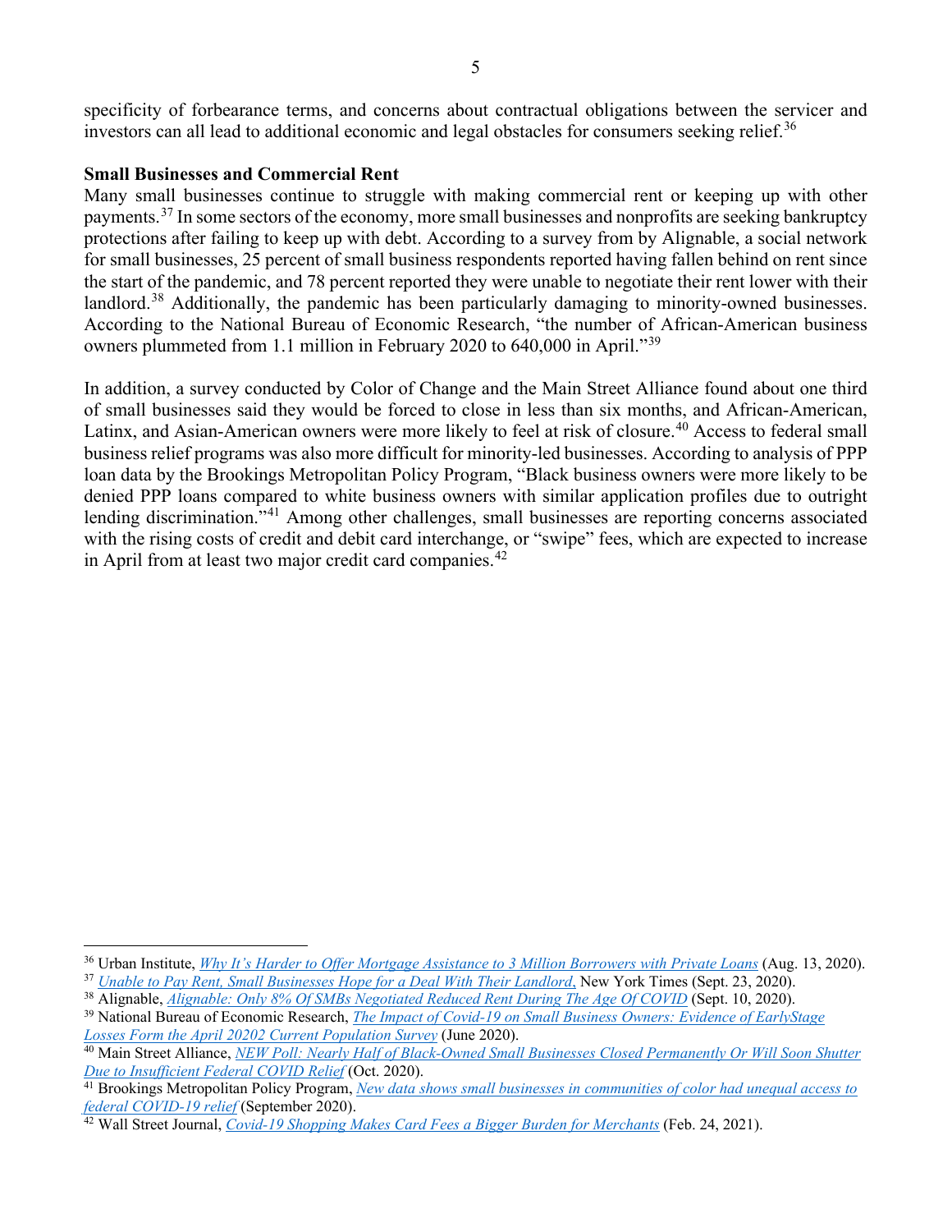specificity of forbearance terms, and concerns about contractual obligations between the servicer and investors can all lead to additional economic and legal obstacles for consumers seeking relief.[36]

**Small Businesses and Commercial Rent**

Many small businesses continue to struggle with making commercial rent or keeping up with other payments.[37] In some sectors of the economy, more small businesses and nonprofits are seeking bankruptcy protections after failing to keep up with debt. According to a survey from by Alignable, a social network for small businesses, 25 percent of small business respondents reported having fallen behind on rent since the start of the pandemic, and 78 percent reported they were unable to negotiate their rent lower with their landlord.[38] Additionally, the pandemic has been particularly damaging to minority-owned businesses. According to the National Bureau of Economic Research, "the number of African-American business owners plummeted from 1.1 million in February 2020 to 640,000 in April."[39]

In addition, a survey conducted by Color of Change and the Main Street Alliance found about one third of small businesses said they would be forced to close in less than six months, and African-American, Latinx, and Asian-American owners were more likely to feel at risk of closure.[40] Access to federal small business relief programs was also more difficult for minority-led businesses. According to analysis of PPP loan data by the Brookings Metropolitan Policy Program, "Black business owners were more likely to be denied PPP loans compared to white business owners with similar application profiles due to outright lending discrimination."[41] Among other challenges, small businesses are reporting concerns associated with the rising costs of credit and debit card interchange, or "swipe" fees, which are expected to increase in April from at least two major credit card companies.[42]

---

[36] Urban Institute, *Why It's Harder to Offer Mortgage Assistance to 3 Million Borrowers with Private Loans* (Aug. 13, 2020).

[37] *Unable to Pay Rent, Small Businesses Hope for a Deal With Their Landlord*, New York Times (Sept. 23, 2020).

[38] Alignable, *Alignable: Only 8% Of SMBs Negotiated Reduced Rent During The Age Of COVID* (Sept. 10, 2020).

[39] National Bureau of Economic Research, *The Impact of Covid-19 on Small Business Owners: Evidence of EarlyStage Losses Form the April 20202 Current Population Survey* (June 2020).

[40] Main Street Alliance, *NEW Poll: Nearly Half of Black-Owned Small Businesses Closed Permanently Or Will Soon Shutter Due to Insufficient Federal COVID Relief* (Oct. 2020).

[41] Brookings Metropolitan Policy Program, *New data shows small businesses in communities of color had unequal access to federal COVID-19 relief* (September 2020).

[42] Wall Street Journal, *Covid-19 Shopping Makes Card Fees a Bigger Burden for Merchants* (Feb. 24, 2021).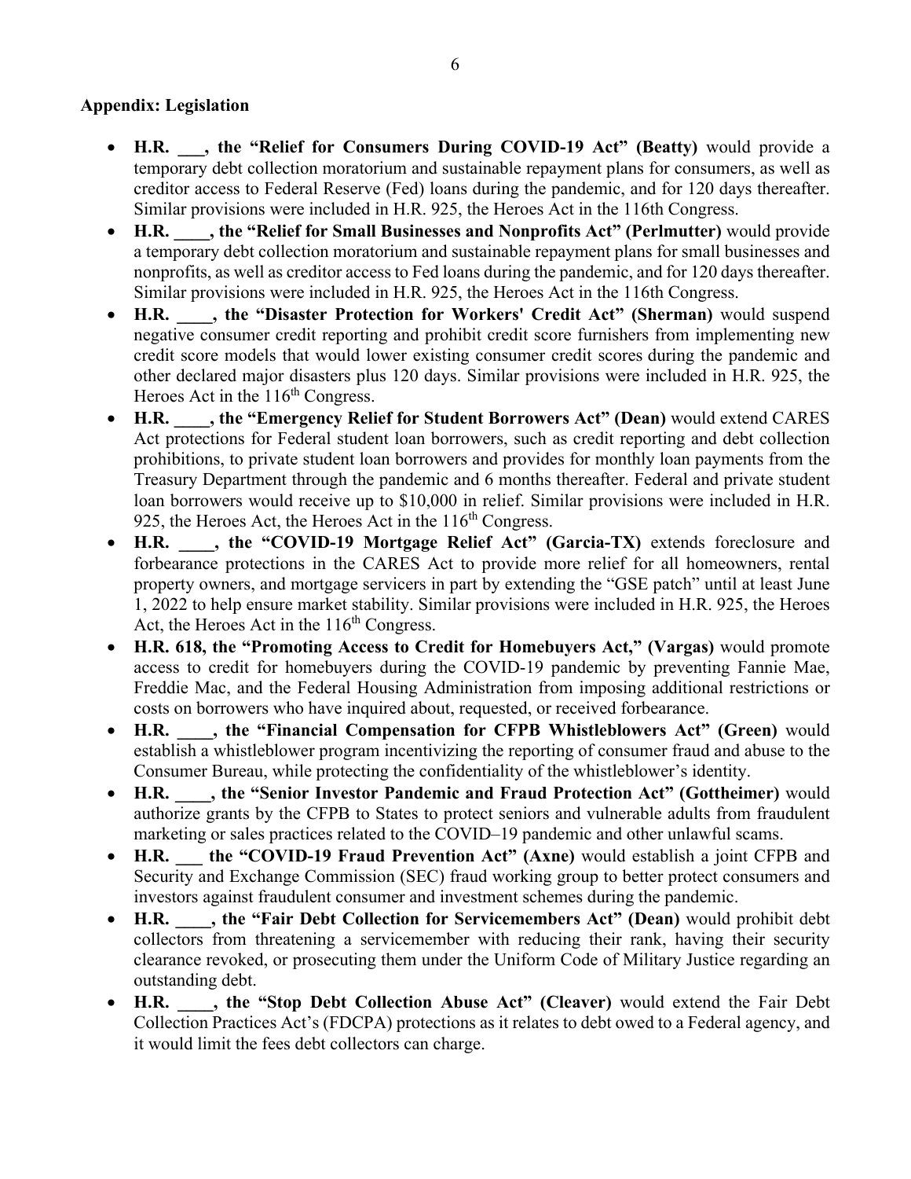**Appendix: Legislation**

- **H.R. ___, the "Relief for Consumers During COVID-19 Act" (Beatty)** would provide a temporary debt collection moratorium and sustainable repayment plans for consumers, as well as creditor access to Federal Reserve (Fed) loans during the pandemic, and for 120 days thereafter. Similar provisions were included in H.R. 925, the Heroes Act in the 116th Congress.
- **H.R. ____, the "Relief for Small Businesses and Nonprofits Act" (Perlmutter)** would provide a temporary debt collection moratorium and sustainable repayment plans for small businesses and nonprofits, as well as creditor access to Fed loans during the pandemic, and for 120 days thereafter. Similar provisions were included in H.R. 925, the Heroes Act in the 116th Congress.
- **H.R. ____, the "Disaster Protection for Workers' Credit Act" (Sherman)** would suspend negative consumer credit reporting and prohibit credit score furnishers from implementing new credit score models that would lower existing consumer credit scores during the pandemic and other declared major disasters plus 120 days. Similar provisions were included in H.R. 925, the Heroes Act in the 116th Congress.
- **H.R. ____, the "Emergency Relief for Student Borrowers Act" (Dean)** would extend CARES Act protections for Federal student loan borrowers, such as credit reporting and debt collection prohibitions, to private student loan borrowers and provides for monthly loan payments from the Treasury Department through the pandemic and 6 months thereafter. Federal and private student loan borrowers would receive up to $10,000 in relief. Similar provisions were included in H.R. 925, the Heroes Act, the Heroes Act in the 116th Congress.
- **H.R. ____, the "COVID-19 Mortgage Relief Act" (Garcia-TX)** extends foreclosure and forbearance protections in the CARES Act to provide more relief for all homeowners, rental property owners, and mortgage servicers in part by extending the "GSE patch" until at least June 1, 2022 to help ensure market stability. Similar provisions were included in H.R. 925, the Heroes Act, the Heroes Act in the 116th Congress.
- **H.R. 618, the "Promoting Access to Credit for Homebuyers Act," (Vargas)** would promote access to credit for homebuyers during the COVID-19 pandemic by preventing Fannie Mae, Freddie Mac, and the Federal Housing Administration from imposing additional restrictions or costs on borrowers who have inquired about, requested, or received forbearance.
- **H.R. ____, the "Financial Compensation for CFPB Whistleblowers Act" (Green)** would establish a whistleblower program incentivizing the reporting of consumer fraud and abuse to the Consumer Bureau, while protecting the confidentiality of the whistleblower's identity.
- **H.R. ____, the "Senior Investor Pandemic and Fraud Protection Act" (Gottheimer)** would authorize grants by the CFPB to States to protect seniors and vulnerable adults from fraudulent marketing or sales practices related to the COVID–19 pandemic and other unlawful scams.
- **H.R. ___ the "COVID-19 Fraud Prevention Act" (Axne)** would establish a joint CFPB and Security and Exchange Commission (SEC) fraud working group to better protect consumers and investors against fraudulent consumer and investment schemes during the pandemic.
- **H.R. ____, the "Fair Debt Collection for Servicemembers Act" (Dean)** would prohibit debt collectors from threatening a servicemember with reducing their rank, having their security clearance revoked, or prosecuting them under the Uniform Code of Military Justice regarding an outstanding debt.
- **H.R. ____, the "Stop Debt Collection Abuse Act" (Cleaver)** would extend the Fair Debt Collection Practices Act's (FDCPA) protections as it relates to debt owed to a Federal agency, and it would limit the fees debt collectors can charge.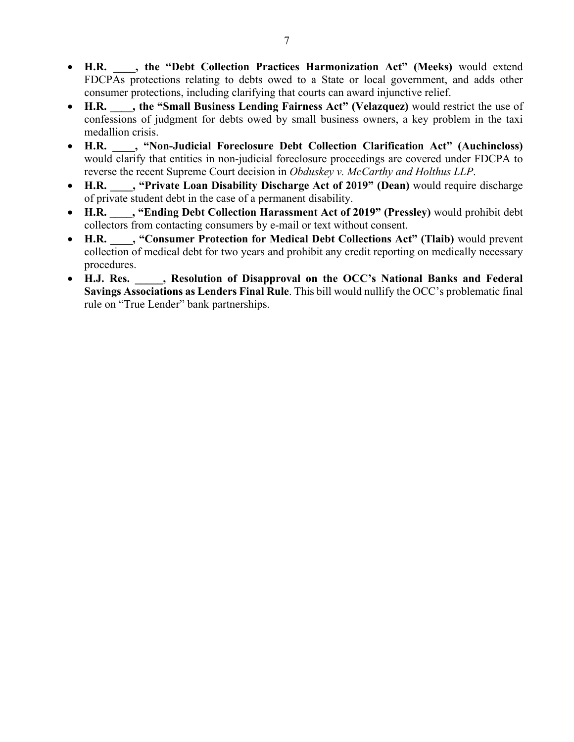- **H.R. ____, the "Debt Collection Practices Harmonization Act" (Meeks)** would extend FDCPAs protections relating to debts owed to a State or local government, and adds other consumer protections, including clarifying that courts can award injunctive relief.
- **H.R. ____, the "Small Business Lending Fairness Act" (Velazquez)** would restrict the use of confessions of judgment for debts owed by small business owners, a key problem in the taxi medallion crisis.
- **H.R. ____, "Non-Judicial Foreclosure Debt Collection Clarification Act" (Auchincloss)** would clarify that entities in non-judicial foreclosure proceedings are covered under FDCPA to reverse the recent Supreme Court decision in *Obduskey v. McCarthy and Holthus LLP*.
- **H.R. ____, "Private Loan Disability Discharge Act of 2019" (Dean)** would require discharge of private student debt in the case of a permanent disability.
- **H.R. ____, "Ending Debt Collection Harassment Act of 2019" (Pressley)** would prohibit debt collectors from contacting consumers by e-mail or text without consent.
- **H.R. ____, "Consumer Protection for Medical Debt Collections Act" (Tlaib)** would prevent collection of medical debt for two years and prohibit any credit reporting on medically necessary procedures.
- **H.J. Res. _____, Resolution of Disapproval on the OCC's National Banks and Federal Savings Associations as Lenders Final Rule**. This bill would nullify the OCC's problematic final rule on "True Lender" bank partnerships.